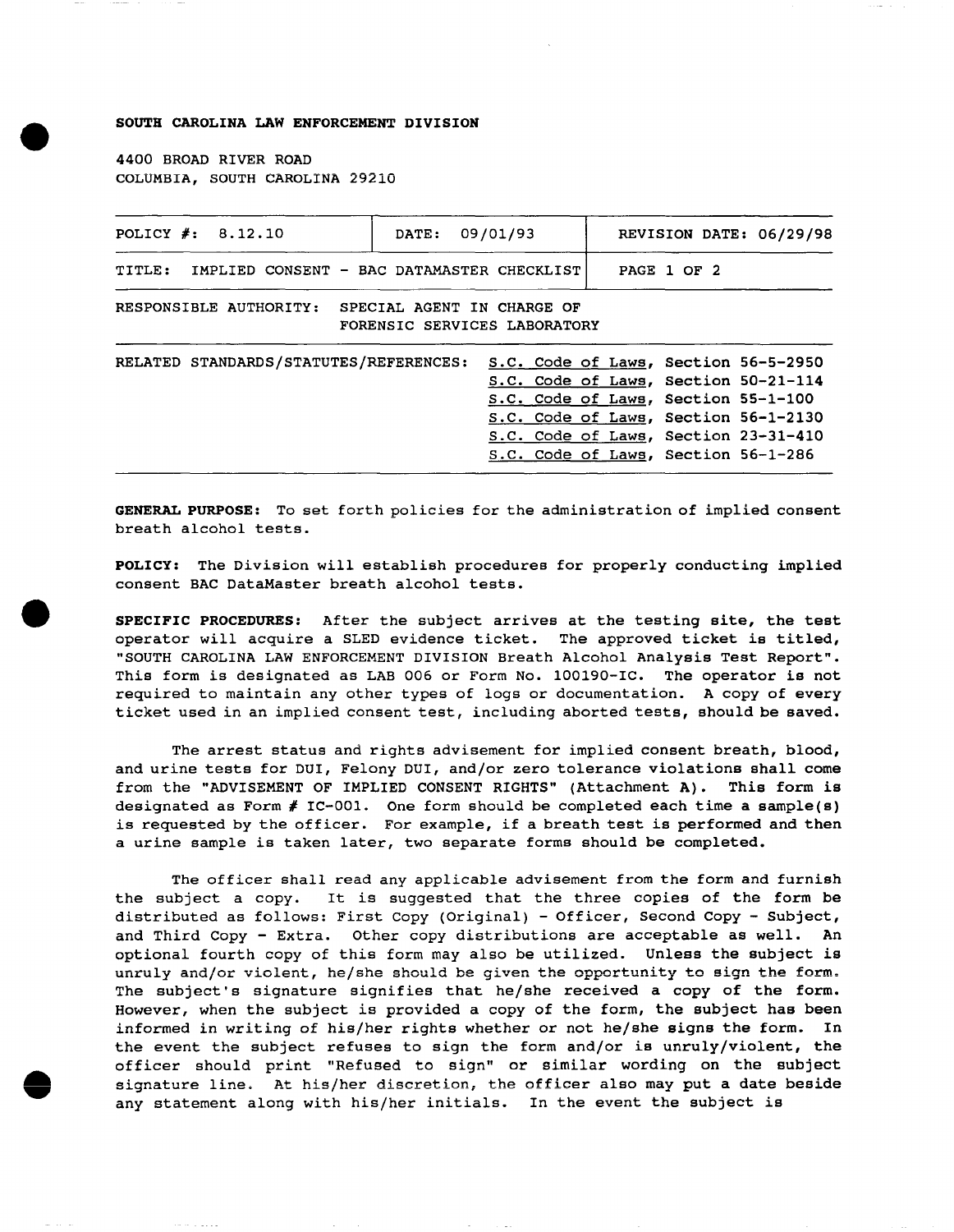**SOUTH CAROLINA LAW ENFORCEMENT DIVISION**

4400 BROAD RIVER ROAD
COLUMBIA, SOUTH CAROLINA 29210

| POLICY #: 8.12.10 | DATE: 09/01/93 | REVISION DATE: 06/29/98 |
|---|---|---|
| TITLE: IMPLIED CONSENT - BAC DATAMASTER CHECKLIST | | PAGE 1 OF 2 |

RESPONSIBLE AUTHORITY: SPECIAL AGENT IN CHARGE OF FORENSIC SERVICES LABORATORY

RELATED STANDARDS/STATUTES/REFERENCES:
- S.C. Code of Laws, Section 56-5-2950
- S.C. Code of Laws, Section 50-21-114
- S.C. Code of Laws, Section 55-1-100
- S.C. Code of Laws, Section 56-1-2130
- S.C. Code of Laws, Section 23-31-410
- S.C. Code of Laws, Section 56-1-286

**GENERAL PURPOSE:** To set forth policies for the administration of implied consent breath alcohol tests.

**POLICY:** The Division will establish procedures for properly conducting implied consent BAC DataMaster breath alcohol tests.

**SPECIFIC PROCEDURES:** After the subject arrives at the testing site, the test operator will acquire a SLED evidence ticket. The approved ticket is titled, "SOUTH CAROLINA LAW ENFORCEMENT DIVISION Breath Alcohol Analysis Test Report". This form is designated as LAB 006 or Form No. 100190-IC. The operator is not required to maintain any other types of logs or documentation. A copy of every ticket used in an implied consent test, including aborted tests, should be saved.

The arrest status and rights advisement for implied consent breath, blood, and urine tests for DUI, Felony DUI, and/or zero tolerance violations shall come from the "ADVISEMENT OF IMPLIED CONSENT RIGHTS" (Attachment A). This form is designated as Form # IC-001. One form should be completed each time a sample(s) is requested by the officer. For example, if a breath test is performed and then a urine sample is taken later, two separate forms should be completed.

The officer shall read any applicable advisement from the form and furnish the subject a copy. It is suggested that the three copies of the form be distributed as follows: First Copy (Original) - Officer, Second Copy - Subject, and Third Copy - Extra. Other copy distributions are acceptable as well. An optional fourth copy of this form may also be utilized. Unless the subject is unruly and/or violent, he/she should be given the opportunity to sign the form. The subject's signature signifies that he/she received a copy of the form. However, when the subject is provided a copy of the form, the subject has been informed in writing of his/her rights whether or not he/she signs the form. In the event the subject refuses to sign the form and/or is unruly/violent, the officer should print "Refused to sign" or similar wording on the subject signature line. At his/her discretion, the officer also may put a date beside any statement along with his/her initials. In the event the subject is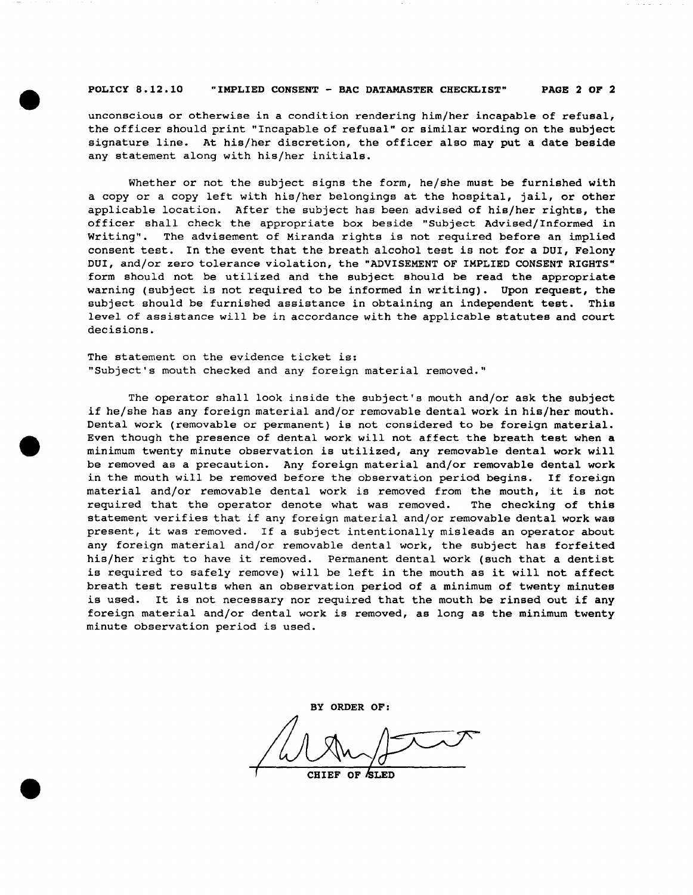unconscious or otherwise in a condition rendering him/her incapable of refusal, the officer should print "Incapable of refusal" or similar wording on the subject signature line. At his/her discretion, the officer also may put a date beside any statement along with his/her initials.

Whether or not the subject signs the form, he/she must be furnished with a copy or a copy left with his/her belongings at the hospital, jail, or other applicable location. After the subject has been advised of his/her rights, the officer shall check the appropriate box beside "Subject Advised/Informed in Writing". The advisement of Miranda rights is not required before an implied consent test. In the event that the breath alcohol test is not for a DUI, Felony DUI, and/or zero tolerance violation, the "ADVISEMENT OF IMPLIED CONSENT RIGHTS" form should not be utilized and the subject should be read the appropriate warning (subject is not required to be informed in writing). Upon request, the subject should be furnished assistance in obtaining an independent test. This level of assistance will be in accordance with the applicable statutes and court decisions.

The statement on the evidence ticket is:
"Subject's mouth checked and any foreign material removed."

The operator shall look inside the subject's mouth and/or ask the subject if he/she has any foreign material and/or removable dental work in his/her mouth. Dental work (removable or permanent) is not considered to be foreign material. Even though the presence of dental work will not affect the breath test when a minimum twenty minute observation is utilized, any removable dental work will be removed as a precaution. Any foreign material and/or removable dental work in the mouth will be removed before the observation period begins. If foreign material and/or removable dental work is removed from the mouth, it is not required that the operator denote what was removed. The checking of this statement verifies that if any foreign material and/or removable dental work was present, it was removed. If a subject intentionally misleads an operator about any foreign material and/or removable dental work, the subject has forfeited his/her right to have it removed. Permanent dental work (such that a dentist is required to safely remove) will be left in the mouth as it will not affect breath test results when an observation period of a minimum of twenty minutes is used. It is not necessary nor required that the mouth be rinsed out if any foreign material and/or dental work is removed, as long as the minimum twenty minute observation period is used.

BY ORDER OF:

CHIEF OF SLED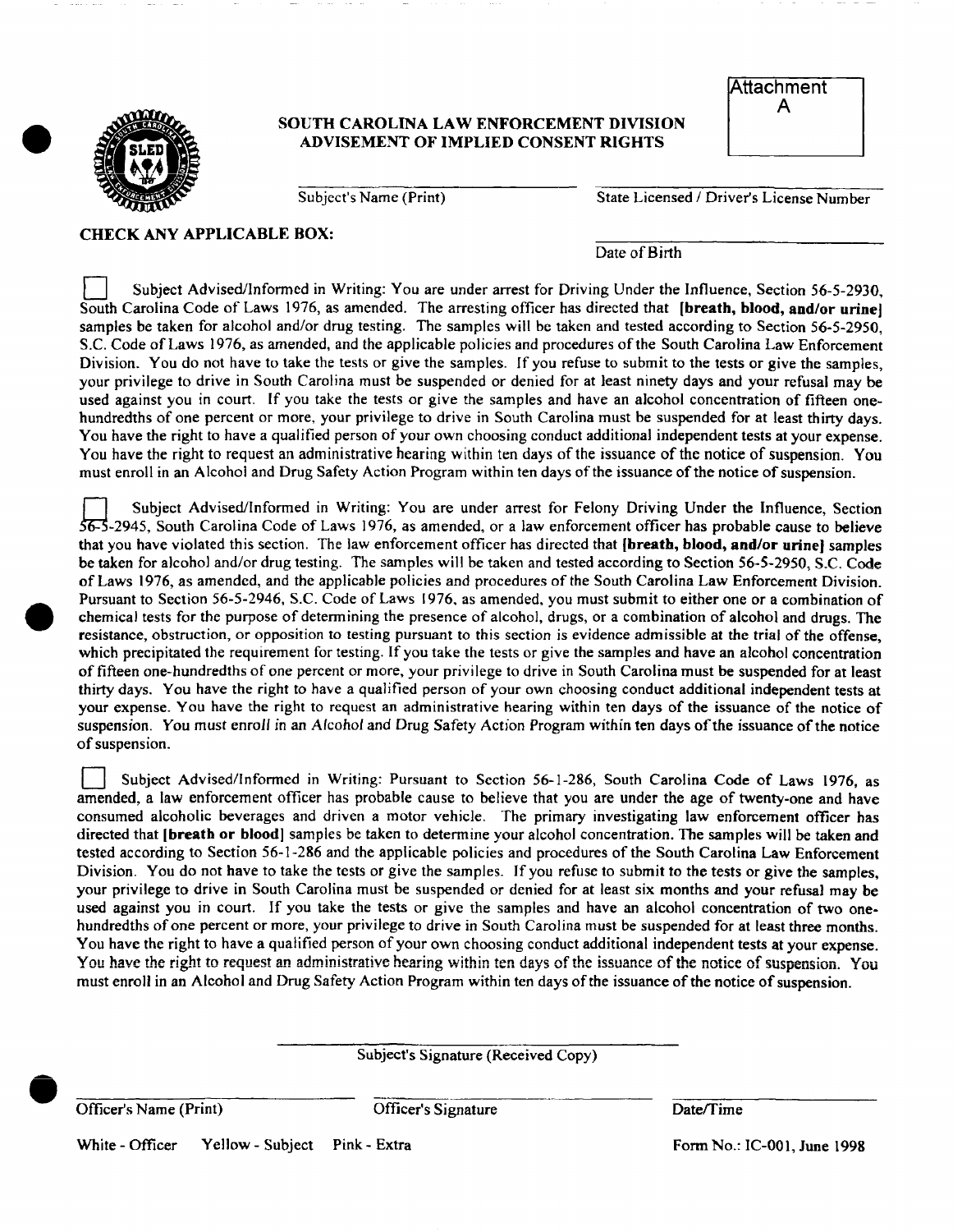Attachment A

# SOUTH CAROLINA LAW ENFORCEMENT DIVISION
## ADVISEMENT OF IMPLIED CONSENT RIGHTS

\_\_\_\_\_\_\_\_\_\_\_\_\_\_\_\_\_\_\_\_\_\_\_\_\_\_\_\_
Subject's Name (Print)

\_\_\_\_\_\_\_\_\_\_\_\_\_\_\_\_\_\_\_\_\_\_\_\_\_\_\_\_
State Licensed / Driver's License Number

**CHECK ANY APPLICABLE BOX:**

\_\_\_\_\_\_\_\_\_\_\_\_\_\_\_\_\_\_\_\_\_\_\_\_\_\_\_\_
Date of Birth

☐ Subject Advised/Informed in Writing: You are under arrest for Driving Under the Influence, Section 56-5-2930, South Carolina Code of Laws 1976, as amended. The arresting officer has directed that **[breath, blood, and/or urine]** samples be taken for alcohol and/or drug testing. The samples will be taken and tested according to Section 56-5-2950, S.C. Code of Laws 1976, as amended, and the applicable policies and procedures of the South Carolina Law Enforcement Division. You do not have to take the tests or give the samples. If you refuse to submit to the tests or give the samples, your privilege to drive in South Carolina must be suspended or denied for at least ninety days and your refusal may be used against you in court. If you take the tests or give the samples and have an alcohol concentration of fifteen one-hundredths of one percent or more, your privilege to drive in South Carolina must be suspended for at least thirty days. You have the right to have a qualified person of your own choosing conduct additional independent tests at your expense. You have the right to request an administrative hearing within ten days of the issuance of the notice of suspension. You must enroll in an Alcohol and Drug Safety Action Program within ten days of the issuance of the notice of suspension.

☐ Subject Advised/Informed in Writing: You are under arrest for Felony Driving Under the Influence, Section 56-5-2945, South Carolina Code of Laws 1976, as amended, or a law enforcement officer has probable cause to believe that you have violated this section. The law enforcement officer has directed that **[breath, blood, and/or urine]** samples be taken for alcohol and/or drug testing. The samples will be taken and tested according to Section 56-5-2950, S.C. Code of Laws 1976, as amended, and the applicable policies and procedures of the South Carolina Law Enforcement Division. Pursuant to Section 56-5-2946, S.C. Code of Laws 1976, as amended, you must submit to either one or a combination of chemical tests for the purpose of determining the presence of alcohol, drugs, or a combination of alcohol and drugs. The resistance, obstruction, or opposition to testing pursuant to this section is evidence admissible at the trial of the offense, which precipitated the requirement for testing. If you take the tests or give the samples and have an alcohol concentration of fifteen one-hundredths of one percent or more, your privilege to drive in South Carolina must be suspended for at least thirty days. You have the right to have a qualified person of your own choosing conduct additional independent tests at your expense. You have the right to request an administrative hearing within ten days of the issuance of the notice of suspension. You must enroll in an Alcohol and Drug Safety Action Program within ten days of the issuance of the notice of suspension.

☐ Subject Advised/Informed in Writing: Pursuant to Section 56-1-286, South Carolina Code of Laws 1976, as amended, a law enforcement officer has probable cause to believe that you are under the age of twenty-one and have consumed alcoholic beverages and driven a motor vehicle. The primary investigating law enforcement officer has directed that **[breath or blood]** samples be taken to determine your alcohol concentration. The samples will be taken and tested according to Section 56-1-286 and the applicable policies and procedures of the South Carolina Law Enforcement Division. You do not have to take the tests or give the samples. If you refuse to submit to the tests or give the samples, your privilege to drive in South Carolina must be suspended or denied for at least six months and your refusal may be used against you in court. If you take the tests or give the samples and have an alcohol concentration of two one-hundredths of one percent or more, your privilege to drive in South Carolina must be suspended for at least three months. You have the right to have a qualified person of your own choosing conduct additional independent tests at your expense. You have the right to request an administrative hearing within ten days of the issuance of the notice of suspension. You must enroll in an Alcohol and Drug Safety Action Program within ten days of the issuance of the notice of suspension.

\_\_\_\_\_\_\_\_\_\_\_\_\_\_\_\_\_\_\_\_\_\_\_\_\_\_\_\_
Subject's Signature (Received Copy)

| Officer's Name (Print) | Officer's Signature | Date/Time |
|---|---|---|

White - Officer    Yellow - Subject    Pink - Extra

Form No.: IC-001, June 1998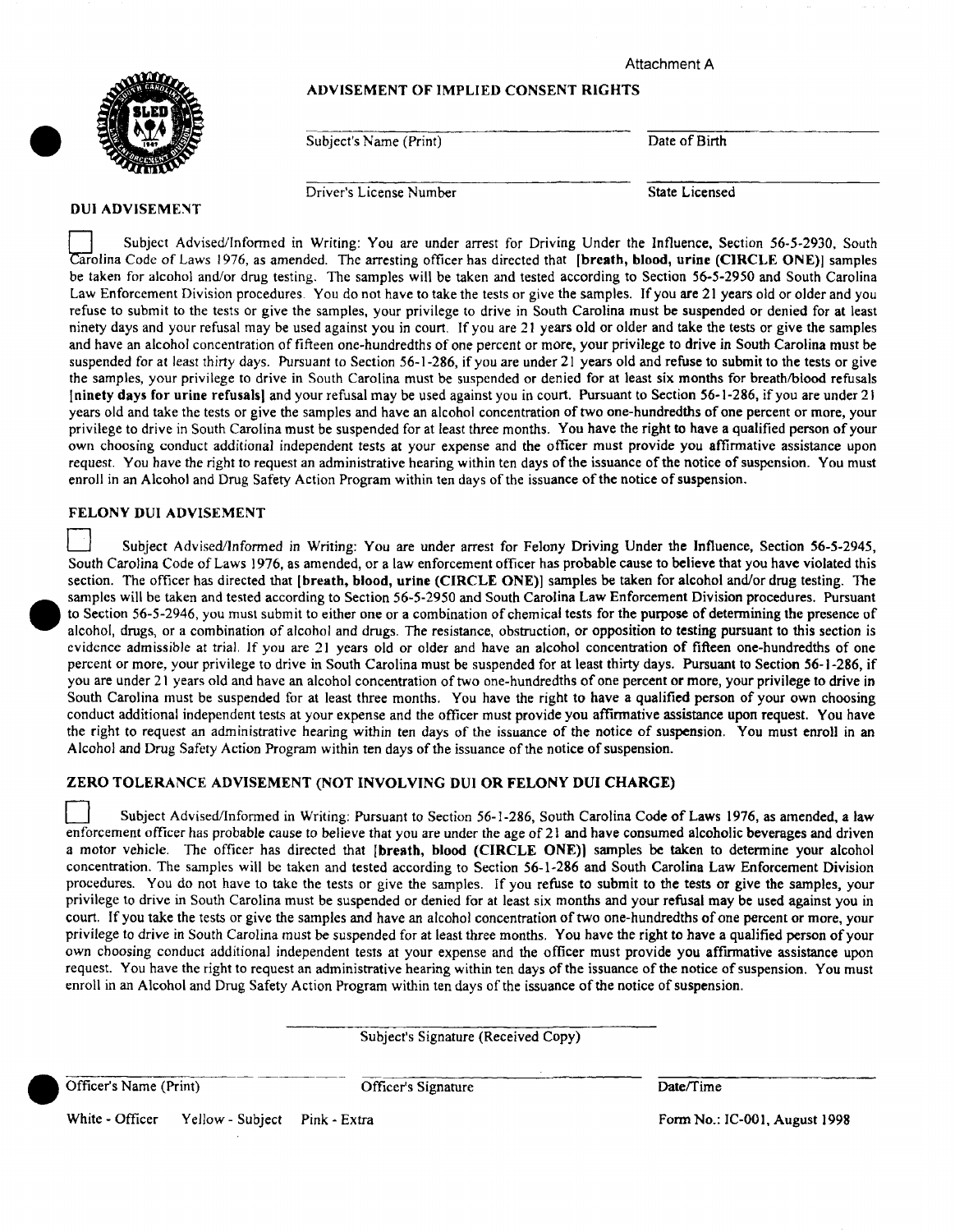Attachment A

## ADVISEMENT OF IMPLIED CONSENT RIGHTS

Subject's Name (Print) ____________________ Date of Birth ____________________

Driver's License Number ____________________ State Licensed ____________________

### DUI ADVISEMENT

☐ Subject Advised/Informed in Writing: You are under arrest for Driving Under the Influence, Section 56-5-2930, South Carolina Code of Laws 1976, as amended. The arresting officer has directed that **[breath, blood, urine (CIRCLE ONE)]** samples be taken for alcohol and/or drug testing. The samples will be taken and tested according to Section 56-5-2950 and South Carolina Law Enforcement Division procedures. You do not have to take the tests or give the samples. If you are 21 years old or older and you refuse to submit to the tests or give the samples, your privilege to drive in South Carolina must be suspended or denied for at least ninety days and your refusal may be used against you in court. If you are 21 years old or older and take the tests or give the samples and have an alcohol concentration of fifteen one-hundredths of one percent or more, your privilege to drive in South Carolina must be suspended for at least thirty days. Pursuant to Section 56-1-286, if you are under 21 years old and refuse to submit to the tests or give the samples, your privilege to drive in South Carolina must be suspended or denied for at least six months for breath/blood refusals **[ninety days for urine refusals]** and your refusal may be used against you in court. Pursuant to Section 56-1-286, if you are under 21 years old and take the tests or give the samples and have an alcohol concentration of two one-hundredths of one percent or more, your privilege to drive in South Carolina must be suspended for at least three months. You have the right to have a qualified person of your own choosing conduct additional independent tests at your expense and the officer must provide you affirmative assistance upon request. You have the right to request an administrative hearing within ten days of the issuance of the notice of suspension. You must enroll in an Alcohol and Drug Safety Action Program within ten days of the issuance of the notice of suspension.

### FELONY DUI ADVISEMENT

☐ Subject Advised/Informed in Writing: You are under arrest for Felony Driving Under the Influence, Section 56-5-2945, South Carolina Code of Laws 1976, as amended, or a law enforcement officer has probable cause to believe that you have violated this section. The officer has directed that **[breath, blood, urine (CIRCLE ONE)]** samples be taken for alcohol and/or drug testing. The samples will be taken and tested according to Section 56-5-2950 and South Carolina Law Enforcement Division procedures. Pursuant to Section 56-5-2946, you must submit to either one or a combination of chemical tests for the purpose of determining the presence of alcohol, drugs, or a combination of alcohol and drugs. The resistance, obstruction, or opposition to testing pursuant to this section is evidence admissible at trial. If you are 21 years old or older and have an alcohol concentration of fifteen one-hundredths of one percent or more, your privilege to drive in South Carolina must be suspended for at least thirty days. Pursuant to Section 56-1-286, if you are under 21 years old and have an alcohol concentration of two one-hundredths of one percent or more, your privilege to drive in South Carolina must be suspended for at least three months. You have the right to have a qualified person of your own choosing conduct additional independent tests at your expense and the officer must provide you affirmative assistance upon request. You have the right to request an administrative hearing within ten days of the issuance of the notice of suspension. You must enroll in an Alcohol and Drug Safety Action Program within ten days of the issuance of the notice of suspension.

### ZERO TOLERANCE ADVISEMENT (NOT INVOLVING DUI OR FELONY DUI CHARGE)

☐ Subject Advised/Informed in Writing: Pursuant to Section 56-1-286, South Carolina Code of Laws 1976, as amended, a law enforcement officer has probable cause to believe that you are under the age of 21 and have consumed alcoholic beverages and driven a motor vehicle. The officer has directed that **[breath, blood (CIRCLE ONE)]** samples be taken to determine your alcohol concentration. The samples will be taken and tested according to Section 56-1-286 and South Carolina Law Enforcement Division procedures. You do not have to take the tests or give the samples. If you refuse to submit to the tests or give the samples, your privilege to drive in South Carolina must be suspended or denied for at least six months and your refusal may be used against you in court. If you take the tests or give the samples and have an alcohol concentration of two one-hundredths of one percent or more, your privilege to drive in South Carolina must be suspended for at least three months. You have the right to have a qualified person of your own choosing conduct additional independent tests at your expense and the officer must provide you affirmative assistance upon request. You have the right to request an administrative hearing within ten days of the issuance of the notice of suspension. You must enroll in an Alcohol and Drug Safety Action Program within ten days of the issuance of the notice of suspension.

____________________
Subject's Signature (Received Copy)

Officer's Name (Print) ____________________ Officer's Signature ____________________ Date/Time ____________________

White - Officer Yellow - Subject Pink - Extra

Form No.: IC-001, August 1998